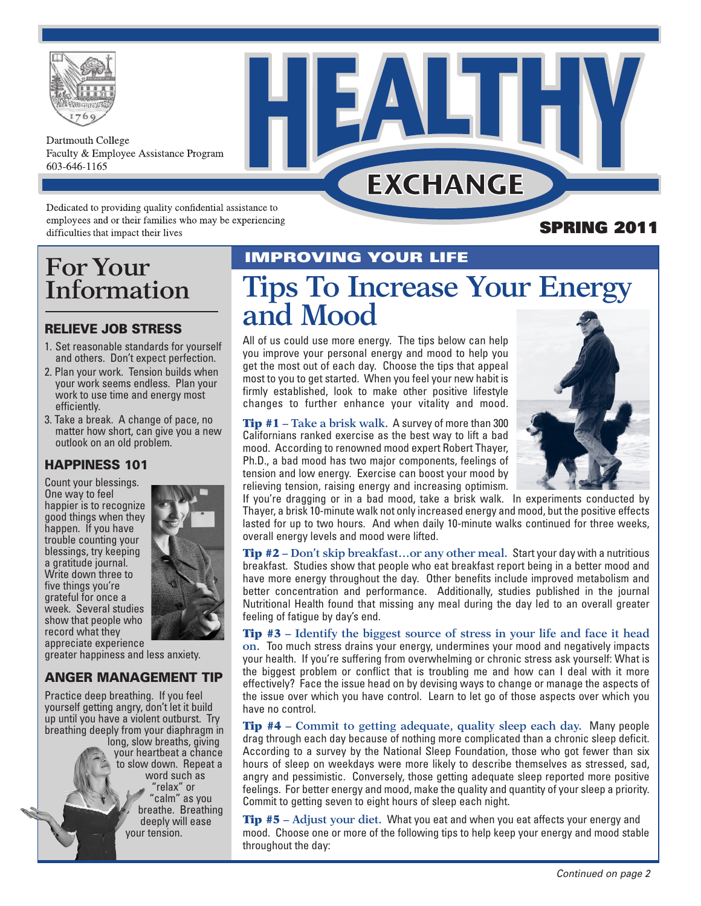Dartmouth College
Faculty & Employee Assistance Program
603-646-1165

# HEALTHY EXCHANGE

Dedicated to providing quality confidential assistance to employees and or their families who may be experiencing difficulties that impact their lives

**SPRING 2011**

## For Your Information

### RELIEVE JOB STRESS

1. Set reasonable standards for yourself and others. Don't expect perfection.
2. Plan your work. Tension builds when your work seems endless. Plan your work to use time and energy most efficiently.
3. Take a break. A change of pace, no matter how short, can give you a new outlook on an old problem.

### HAPPINESS 101

Count your blessings. One way to feel happier is to recognize good things when they happen. If you have trouble counting your blessings, try keeping a gratitude journal. Write down three to five things you're grateful for once a week. Several studies show that people who record what they appreciate experience greater happiness and less anxiety.

### ANGER MANAGEMENT TIP

Practice deep breathing. If you feel yourself getting angry, don't let it build up until you have a violent outburst. Try breathing deeply from your diaphragm in long, slow breaths, giving your heartbeat a chance to slow down. Repeat a word such as "relax" or "calm" as you breathe. Breathing deeply will ease your tension.

**IMPROVING YOUR LIFE**

## Tips To Increase Your Energy and Mood

All of us could use more energy. The tips below can help you improve your personal energy and mood to help you get the most out of each day. Choose the tips that appeal most to you to get started. When you feel your new habit is firmly established, look to make other positive lifestyle changes to further enhance your vitality and mood.

**Tip #1 – Take a brisk walk.** A survey of more than 300 Californians ranked exercise as the best way to lift a bad mood. According to renowned mood expert Robert Thayer, Ph.D., a bad mood has two major components, feelings of tension and low energy. Exercise can boost your mood by relieving tension, raising energy and increasing optimism. If you're dragging or in a bad mood, take a brisk walk. In experiments conducted by Thayer, a brisk 10-minute walk not only increased energy and mood, but the positive effects lasted for up to two hours. And when daily 10-minute walks continued for three weeks, overall energy levels and mood were lifted.

**Tip #2 – Don't skip breakfast…or any other meal.** Start your day with a nutritious breakfast. Studies show that people who eat breakfast report being in a better mood and have more energy throughout the day. Other benefits include improved metabolism and better concentration and performance. Additionally, studies published in the journal Nutritional Health found that missing any meal during the day led to an overall greater feeling of fatigue by day's end.

**Tip #3 – Identify the biggest source of stress in your life and face it head on.** Too much stress drains your energy, undermines your mood and negatively impacts your health. If you're suffering from overwhelming or chronic stress ask yourself: What is the biggest problem or conflict that is troubling me and how can I deal with it more effectively? Face the issue head on by devising ways to change or manage the aspects of the issue over which you have control. Learn to let go of those aspects over which you have no control.

**Tip #4 – Commit to getting adequate, quality sleep each day.** Many people drag through each day because of nothing more complicated than a chronic sleep deficit. According to a survey by the National Sleep Foundation, those who got fewer than six hours of sleep on weekdays were more likely to describe themselves as stressed, sad, angry and pessimistic. Conversely, those getting adequate sleep reported more positive feelings. For better energy and mood, make the quality and quantity of your sleep a priority. Commit to getting seven to eight hours of sleep each night.

**Tip #5 – Adjust your diet.** What you eat and when you eat affects your energy and mood. Choose one or more of the following tips to help keep your energy and mood stable throughout the day:

*Continued on page 2*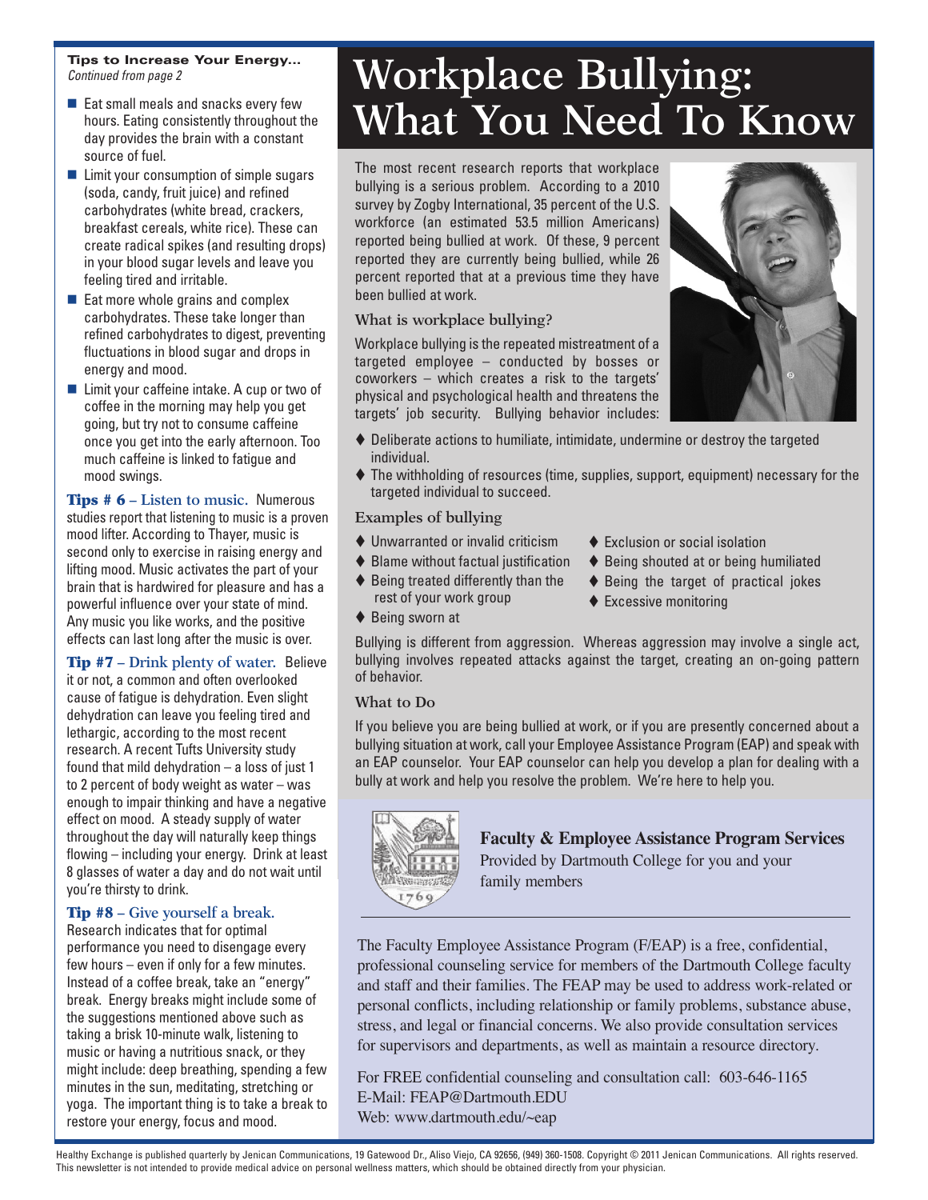**Tips to Increase Your Energy...**
*Continued from page 2*

- Eat small meals and snacks every few hours. Eating consistently throughout the day provides the brain with a constant source of fuel.
- Limit your consumption of simple sugars (soda, candy, fruit juice) and refined carbohydrates (white bread, crackers, breakfast cereals, white rice). These can create radical spikes (and resulting drops) in your blood sugar levels and leave you feeling tired and irritable.
- Eat more whole grains and complex carbohydrates. These take longer than refined carbohydrates to digest, preventing fluctuations in blood sugar and drops in energy and mood.
- Limit your caffeine intake. A cup or two of coffee in the morning may help you get going, but try not to consume caffeine once you get into the early afternoon. Too much caffeine is linked to fatigue and mood swings.

**Tips # 6 – Listen to music.** Numerous studies report that listening to music is a proven mood lifter. According to Thayer, music is second only to exercise in raising energy and lifting mood. Music activates the part of your brain that is hardwired for pleasure and has a powerful influence over your state of mind. Any music you like works, and the positive effects can last long after the music is over.

**Tip #7 – Drink plenty of water.** Believe it or not, a common and often overlooked cause of fatigue is dehydration. Even slight dehydration can leave you feeling tired and lethargic, according to the most recent research. A recent Tufts University study found that mild dehydration – a loss of just 1 to 2 percent of body weight as water – was enough to impair thinking and have a negative effect on mood. A steady supply of water throughout the day will naturally keep things flowing – including your energy. Drink at least 8 glasses of water a day and do not wait until you're thirsty to drink.

**Tip #8 – Give yourself a break.** Research indicates that for optimal performance you need to disengage every few hours – even if only for a few minutes. Instead of a coffee break, take an "energy" break. Energy breaks might include some of the suggestions mentioned above such as taking a brisk 10-minute walk, listening to music or having a nutritious snack, or they might include: deep breathing, spending a few minutes in the sun, meditating, stretching or yoga. The important thing is to take a break to restore your energy, focus and mood.

# Workplace Bullying: What You Need To Know

The most recent research reports that workplace bullying is a serious problem. According to a 2010 survey by Zogby International, 35 percent of the U.S. workforce (an estimated 53.5 million Americans) reported being bullied at work. Of these, 9 percent reported they are currently being bullied, while 26 percent reported that at a previous time they have been bullied at work.

### What is workplace bullying?

Workplace bullying is the repeated mistreatment of a targeted employee – conducted by bosses or coworkers – which creates a risk to the targets' physical and psychological health and threatens the targets' job security. Bullying behavior includes:

- Deliberate actions to humiliate, intimidate, undermine or destroy the targeted individual.
- The withholding of resources (time, supplies, support, equipment) necessary for the targeted individual to succeed.

### Examples of bullying

- Unwarranted or invalid criticism
- Blame without factual justification
- Being treated differently than the rest of your work group
- Being sworn at
- Exclusion or social isolation
- Being shouted at or being humiliated
- Being the target of practical jokes
- Excessive monitoring

Bullying is different from aggression. Whereas aggression may involve a single act, bullying involves repeated attacks against the target, creating an on-going pattern of behavior.

### What to Do

If you believe you are being bullied at work, or if you are presently concerned about a bullying situation at work, call your Employee Assistance Program (EAP) and speak with an EAP counselor. Your EAP counselor can help you develop a plan for dealing with a bully at work and help you resolve the problem. We're here to help you.

**Faculty & Employee Assistance Program Services**
Provided by Dartmouth College for you and your family members

The Faculty Employee Assistance Program (F/EAP) is a free, confidential, professional counseling service for members of the Dartmouth College faculty and staff and their families. The FEAP may be used to address work-related or personal conflicts, including relationship or family problems, substance abuse, stress, and legal or financial concerns. We also provide consultation services for supervisors and departments, as well as maintain a resource directory.

For FREE confidential counseling and consultation call: 603-646-1165
E-Mail: FEAP@Dartmouth.EDU
Web: www.dartmouth.edu/~eap

Healthy Exchange is published quarterly by Jenican Communications, 19 Gatewood Dr., Aliso Viejo, CA 92656, (949) 360-1508. Copyright © 2011 Jenican Communications. All rights reserved. This newsletter is not intended to provide medical advice on personal wellness matters, which should be obtained directly from your physician.